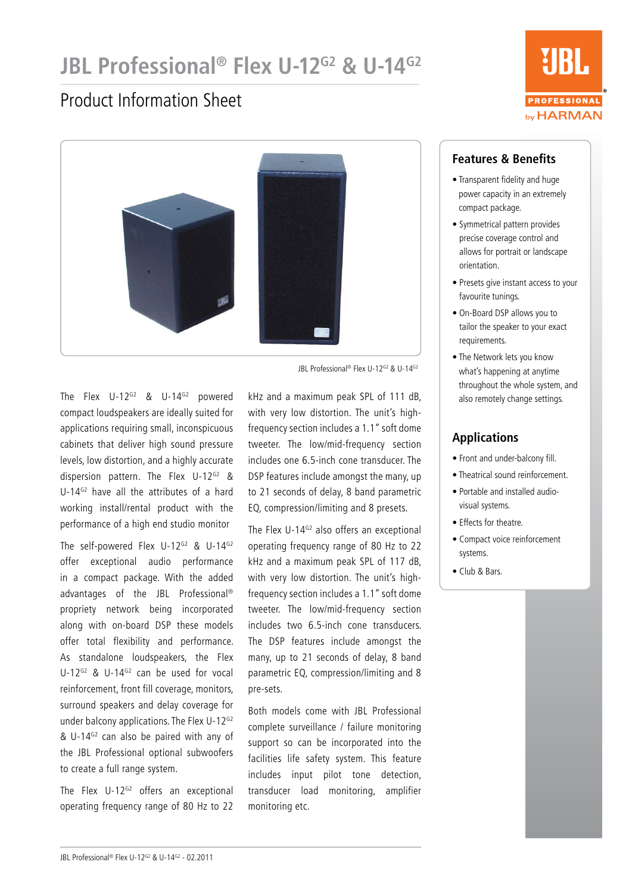# JBL Professional® Flex U-12$^{G2}$ & U-14$^{G2}$

## Product Information Sheet

JBL Professional® Flex U-12$^{G2}$ & U-14$^{G2}$

The Flex U-12$^{G2}$ & U-14$^{G2}$ powered compact loudspeakers are ideally suited for applications requiring small, inconspicuous cabinets that deliver high sound pressure levels, low distortion, and a highly accurate dispersion pattern. The Flex U-12$^{G2}$ & U-14$^{G2}$ have all the attributes of a hard working install/rental product with the performance of a high end studio monitor

The self-powered Flex U-12$^{G2}$ & U-14$^{G2}$ offer exceptional audio performance in a compact package. With the added advantages of the JBL Professional® propriety network being incorporated along with on-board DSP these models offer total flexibility and performance. As standalone loudspeakers, the Flex U-12$^{G2}$ & U-14$^{G2}$ can be used for vocal reinforcement, front fill coverage, monitors, surround speakers and delay coverage for under balcony applications. The Flex U-12$^{G2}$ & U-14$^{G2}$ can also be paired with any of the JBL Professional optional subwoofers to create a full range system.

The Flex U-12$^{G2}$ offers an exceptional operating frequency range of 80 Hz to 22 kHz and a maximum peak SPL of 111 dB, with very low distortion. The unit's high-frequency section includes a 1.1" soft dome tweeter. The low/mid-frequency section includes one 6.5-inch cone transducer. The DSP features include amongst the many, up to 21 seconds of delay, 8 band parametric EQ, compression/limiting and 8 presets.

The Flex U-14$^{G2}$ also offers an exceptional operating frequency range of 80 Hz to 22 kHz and a maximum peak SPL of 117 dB, with very low distortion. The unit's high-frequency section includes a 1.1" soft dome tweeter. The low/mid-frequency section includes two 6.5-inch cone transducers. The DSP features include amongst the many, up to 21 seconds of delay, 8 band parametric EQ, compression/limiting and 8 pre-sets.

Both models come with JBL Professional complete surveillance / failure monitoring support so can be incorporated into the facilities life safety system. This feature includes input pilot tone detection, transducer load monitoring, amplifier monitoring etc.

## Features & Benefits

- Transparent fidelity and huge power capacity in an extremely compact package.
- Symmetrical pattern provides precise coverage control and allows for portrait or landscape orientation.
- Presets give instant access to your favourite tunings.
- On-Board DSP allows you to tailor the speaker to your exact requirements.
- The Network lets you know what's happening at anytime throughout the whole system, and also remotely change settings.

## Applications

- Front and under-balcony fill.
- Theatrical sound reinforcement.
- Portable and installed audio-visual systems.
- Effects for theatre.
- Compact voice reinforcement systems.
- Club & Bars.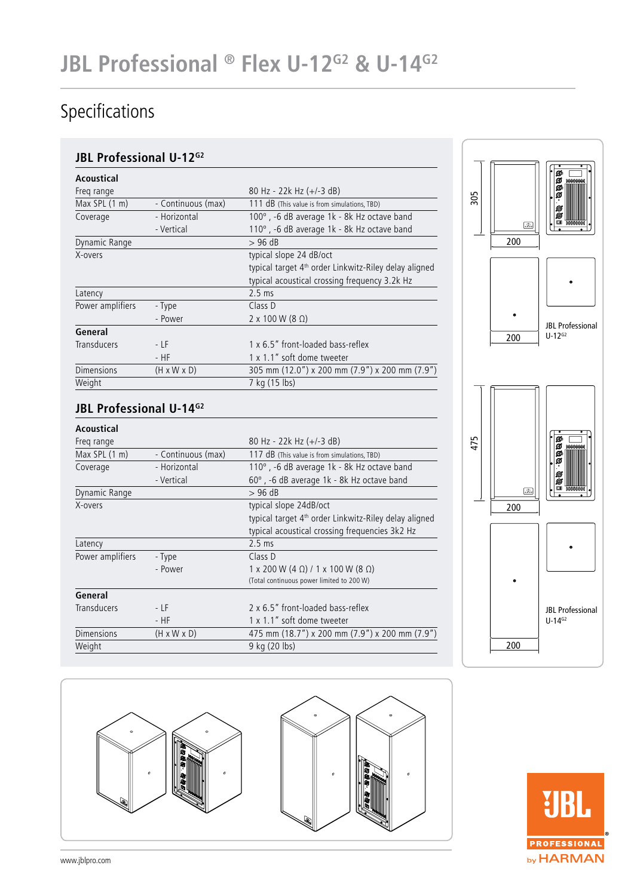# JBL Professional ® Flex U-12$^{G2}$ & U-14$^{G2}$

## Specifications

### JBL Professional U-12$^{G2}$

| | | |
|---|---|---|
| **Acoustical** | | |
| Freq range | | 80 Hz - 22k Hz (+/-3 dB) |
| Max SPL (1 m) | - Continuous (max) | 111 dB (This value is from simulations, TBD) |
| Coverage | - Horizontal | 100° , -6 dB average 1k - 8k Hz octave band |
| | - Vertical | 110° , -6 dB average 1k - 8k Hz octave band |
| Dynamic Range | | > 96 dB |
| X-overs | | typical slope 24 dB/oct |
| | | typical target 4th order Linkwitz-Riley delay aligned |
| | | typical acoustical crossing frequency 3.2k Hz |
| Latency | | 2.5 ms |
| Power amplifiers | - Type | Class D |
| | - Power | 2 x 100 W (8 Ω) |
| **General** | | |
| Transducers | - LF | 1 x 6.5" front-loaded bass-reflex |
| | - HF | 1 x 1.1" soft dome tweeter |
| Dimensions | (H x W x D) | 305 mm (12.0") x 200 mm (7.9") x 200 mm (7.9") |
| Weight | | 7 kg (15 lbs) |

### JBL Professional U-14$^{G2}$

| | | |
|---|---|---|
| **Acoustical** | | |
| Freq range | | 80 Hz - 22k Hz (+/-3 dB) |
| Max SPL (1 m) | - Continuous (max) | 117 dB (This value is from simulations, TBD) |
| Coverage | - Horizontal | 110° , -6 dB average 1k - 8k Hz octave band |
| | - Vertical | 60° , -6 dB average 1k - 8k Hz octave band |
| Dynamic Range | | > 96 dB |
| X-overs | | typical slope 24dB/oct |
| | | typical target 4th order Linkwitz-Riley delay aligned |
| | | typical acoustical crossing frequencies 3k2 Hz |
| Latency | | 2.5 ms |
| Power amplifiers | - Type | Class D |
| | - Power | 1 x 200 W (4 Ω) / 1 x 100 W (8 Ω) (Total continuous power limited to 200 W) |
| **General** | | |
| Transducers | - LF | 2 x 6.5" front-loaded bass-reflex |
| | - HF | 1 x 1.1" soft dome tweeter |
| Dimensions | (H x W x D) | 475 mm (18.7") x 200 mm (7.9") x 200 mm (7.9") |
| Weight | | 9 kg (20 lbs) |

305
200
200
JBL Professional U-12$^{G2}$

475
200
200
JBL Professional U-14$^{G2}$

www.jblpro.com